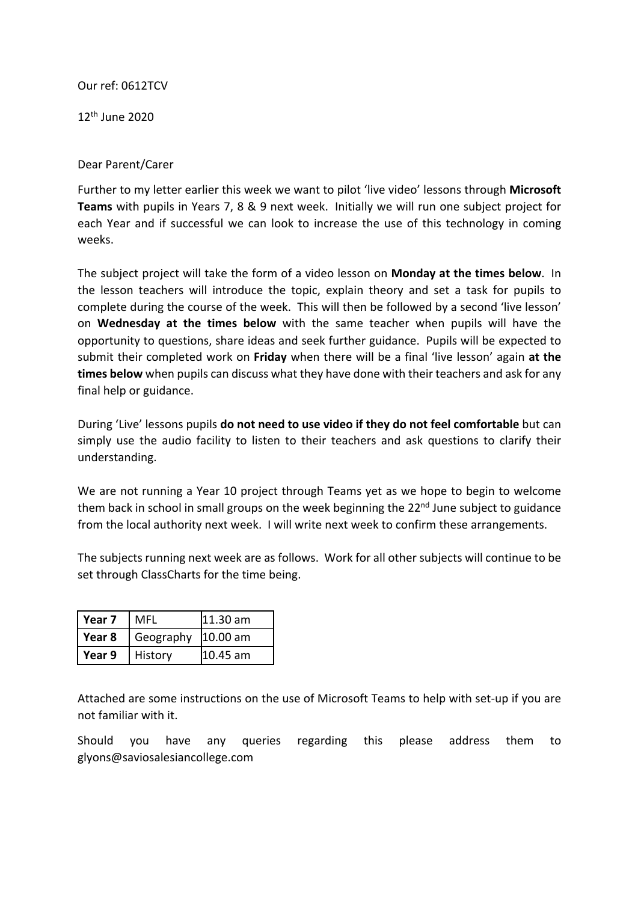Our ref: 0612TCV

12th June 2020

Dear Parent/Carer

Further to my letter earlier this week we want to pilot 'live video' lessons through **Microsoft Teams** with pupils in Years 7, 8 & 9 next week. Initially we will run one subject project for each Year and if successful we can look to increase the use of this technology in coming weeks.

The subject project will take the form of a video lesson on **Monday at the times below**. In the lesson teachers will introduce the topic, explain theory and set a task for pupils to complete during the course of the week. This will then be followed by a second 'live lesson' on **Wednesday at the times below** with the same teacher when pupils will have the opportunity to questions, share ideas and seek further guidance. Pupils will be expected to submit their completed work on **Friday** when there will be a final 'live lesson' again **at the times below** when pupils can discuss what they have done with their teachers and ask for any final help or guidance.

During 'Live' lessons pupils **do not need to use video if they do not feel comfortable** but can simply use the audio facility to listen to their teachers and ask questions to clarify their understanding.

We are not running a Year 10 project through Teams yet as we hope to begin to welcome them back in school in small groups on the week beginning the 22nd June subject to guidance from the local authority next week. I will write next week to confirm these arrangements.

The subjects running next week are as follows. Work for all other subjects will continue to be set through ClassCharts for the time being.

| | | |
|---|---|---|
| **Year 7** | MFL | 11.30 am |
| **Year 8** | Geography | 10.00 am |
| **Year 9** | History | 10.45 am |

Attached are some instructions on the use of Microsoft Teams to help with set-up if you are not familiar with it.

Should you have any queries regarding this please address them to glyons@saviosalesiancollege.com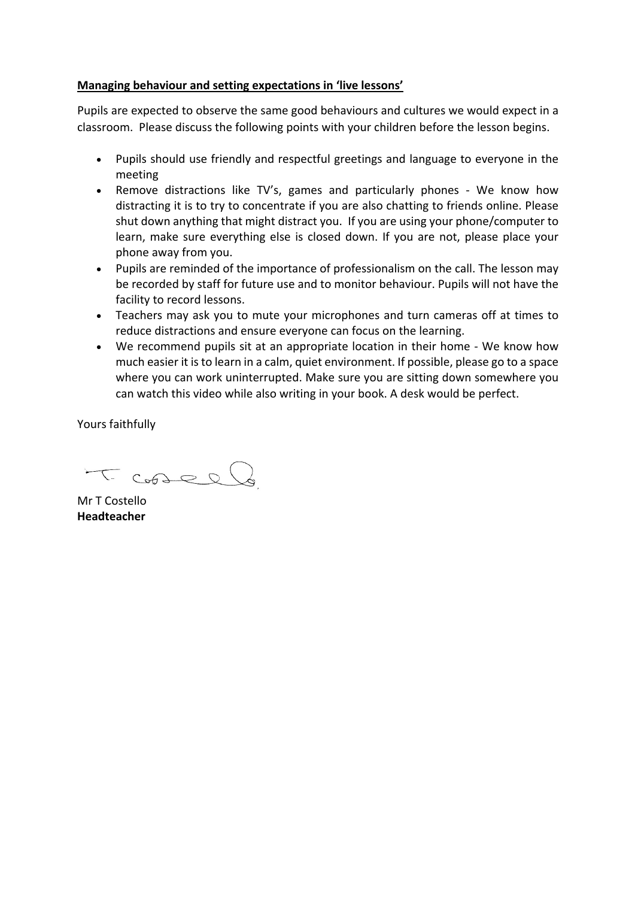**Managing behaviour and setting expectations in 'live lessons'**

Pupils are expected to observe the same good behaviours and cultures we would expect in a classroom. Please discuss the following points with your children before the lesson begins.

- Pupils should use friendly and respectful greetings and language to everyone in the meeting
- Remove distractions like TV's, games and particularly phones - We know how distracting it is to try to concentrate if you are also chatting to friends online. Please shut down anything that might distract you. If you are using your phone/computer to learn, make sure everything else is closed down. If you are not, please place your phone away from you.
- Pupils are reminded of the importance of professionalism on the call. The lesson may be recorded by staff for future use and to monitor behaviour. Pupils will not have the facility to record lessons.
- Teachers may ask you to mute your microphones and turn cameras off at times to reduce distractions and ensure everyone can focus on the learning.
- We recommend pupils sit at an appropriate location in their home - We know how much easier it is to learn in a calm, quiet environment. If possible, please go to a space where you can work uninterrupted. Make sure you are sitting down somewhere you can watch this video while also writing in your book. A desk would be perfect.

Yours faithfully

Mr T Costello
**Headteacher**